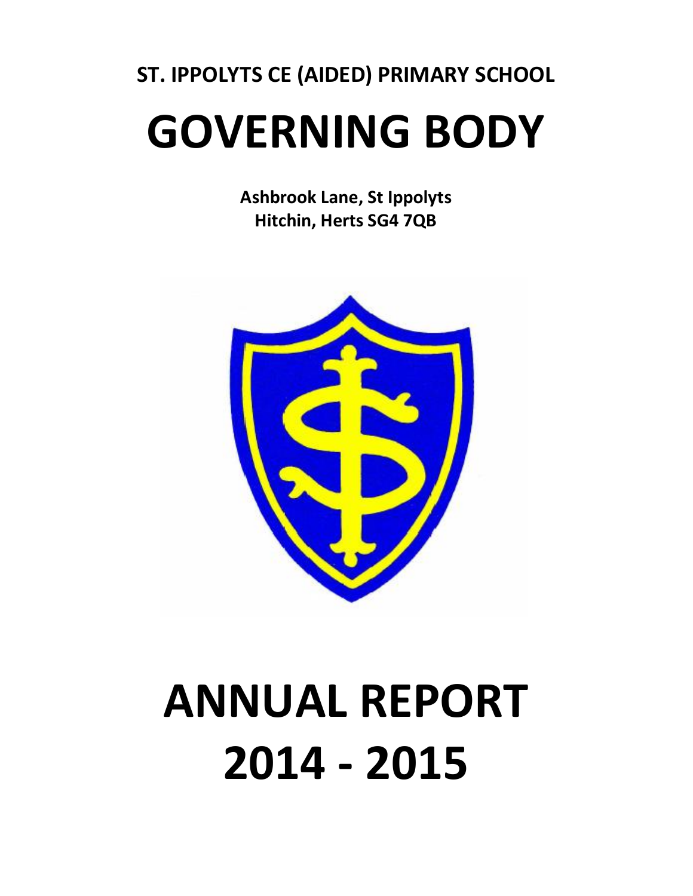**ST. IPPOLYTS CE (AIDED) PRIMARY SCHOOL**

# GOVERNING BODY

**Ashbrook Lane, St Ippolyts**
**Hitchin, Herts SG4 7QB**

# ANNUAL REPORT 2014 - 2015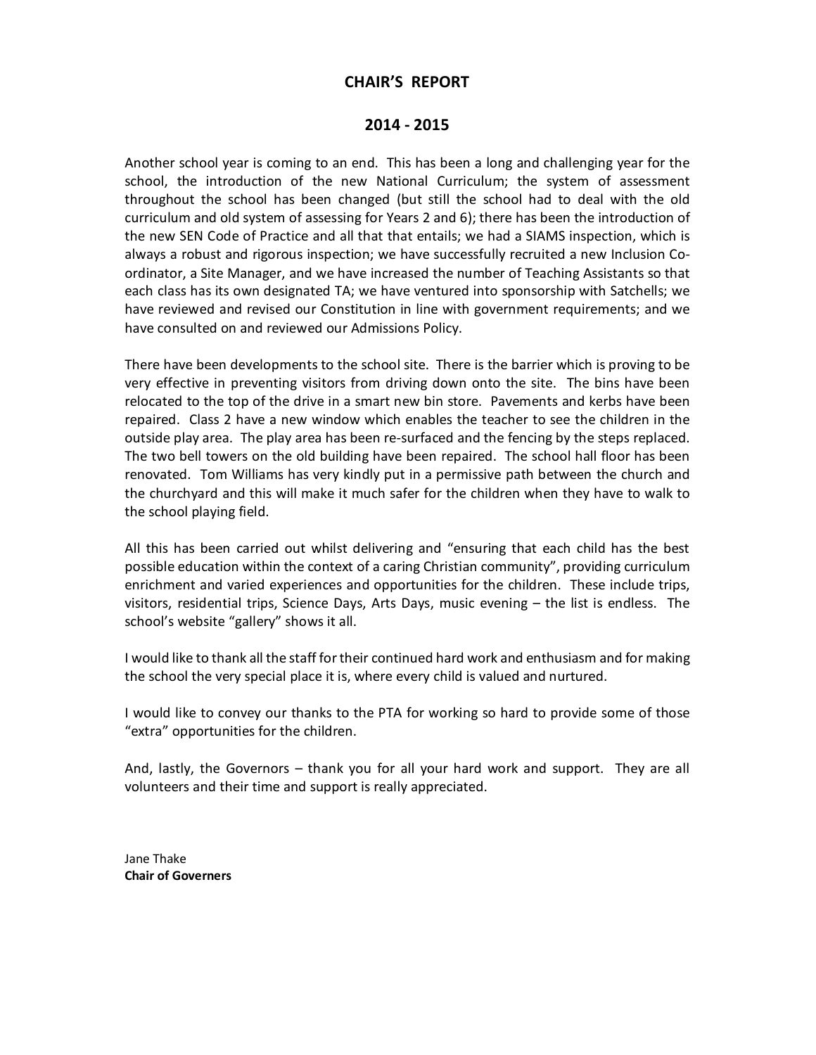# CHAIR'S REPORT

## 2014 - 2015

Another school year is coming to an end. This has been a long and challenging year for the school, the introduction of the new National Curriculum; the system of assessment throughout the school has been changed (but still the school had to deal with the old curriculum and old system of assessing for Years 2 and 6); there has been the introduction of the new SEN Code of Practice and all that that entails; we had a SIAMS inspection, which is always a robust and rigorous inspection; we have successfully recruited a new Inclusion Co-ordinator, a Site Manager, and we have increased the number of Teaching Assistants so that each class has its own designated TA; we have ventured into sponsorship with Satchells; we have reviewed and revised our Constitution in line with government requirements; and we have consulted on and reviewed our Admissions Policy.

There have been developments to the school site. There is the barrier which is proving to be very effective in preventing visitors from driving down onto the site. The bins have been relocated to the top of the drive in a smart new bin store. Pavements and kerbs have been repaired. Class 2 have a new window which enables the teacher to see the children in the outside play area. The play area has been re-surfaced and the fencing by the steps replaced. The two bell towers on the old building have been repaired. The school hall floor has been renovated. Tom Williams has very kindly put in a permissive path between the church and the churchyard and this will make it much safer for the children when they have to walk to the school playing field.

All this has been carried out whilst delivering and "ensuring that each child has the best possible education within the context of a caring Christian community", providing curriculum enrichment and varied experiences and opportunities for the children. These include trips, visitors, residential trips, Science Days, Arts Days, music evening – the list is endless. The school's website "gallery" shows it all.

I would like to thank all the staff for their continued hard work and enthusiasm and for making the school the very special place it is, where every child is valued and nurtured.

I would like to convey our thanks to the PTA for working so hard to provide some of those "extra" opportunities for the children.

And, lastly, the Governors – thank you for all your hard work and support. They are all volunteers and their time and support is really appreciated.

Jane Thake
**Chair of Governers**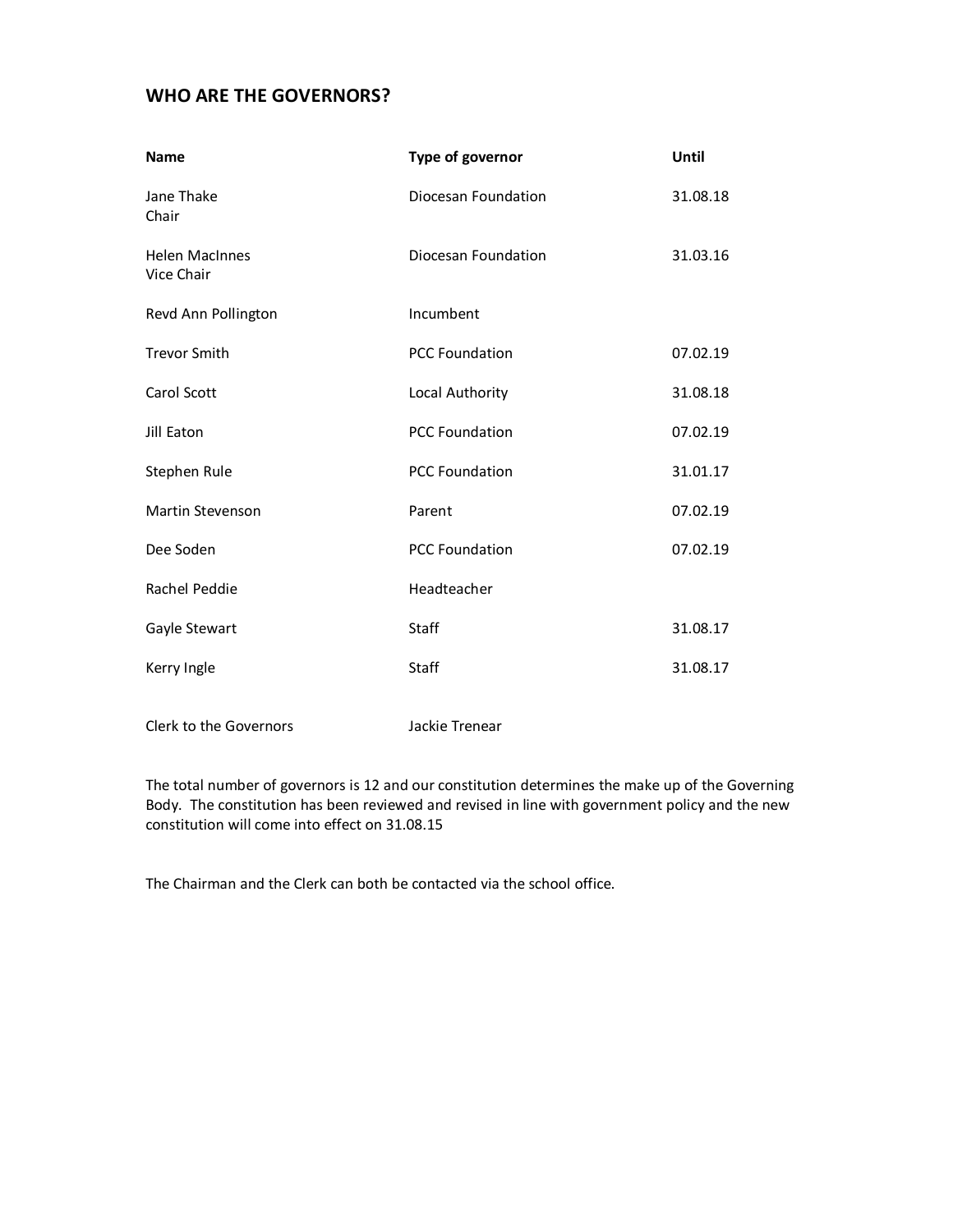## WHO ARE THE GOVERNORS?

| Name | Type of governor | Until |
| --- | --- | --- |
| Jane Thake<br>Chair | Diocesan Foundation | 31.08.18 |
| Helen MacInnes<br>Vice Chair | Diocesan Foundation | 31.03.16 |
| Revd Ann Pollington | Incumbent | |
| Trevor Smith | PCC Foundation | 07.02.19 |
| Carol Scott | Local Authority | 31.08.18 |
| Jill Eaton | PCC Foundation | 07.02.19 |
| Stephen Rule | PCC Foundation | 31.01.17 |
| Martin Stevenson | Parent | 07.02.19 |
| Dee Soden | PCC Foundation | 07.02.19 |
| Rachel Peddie | Headteacher | |
| Gayle Stewart | Staff | 31.08.17 |
| Kerry Ingle | Staff | 31.08.17 |
| Clerk to the Governors | Jackie Trenear | |

The total number of governors is 12 and our constitution determines the make up of the Governing Body. The constitution has been reviewed and revised in line with government policy and the new constitution will come into effect on 31.08.15

The Chairman and the Clerk can both be contacted via the school office.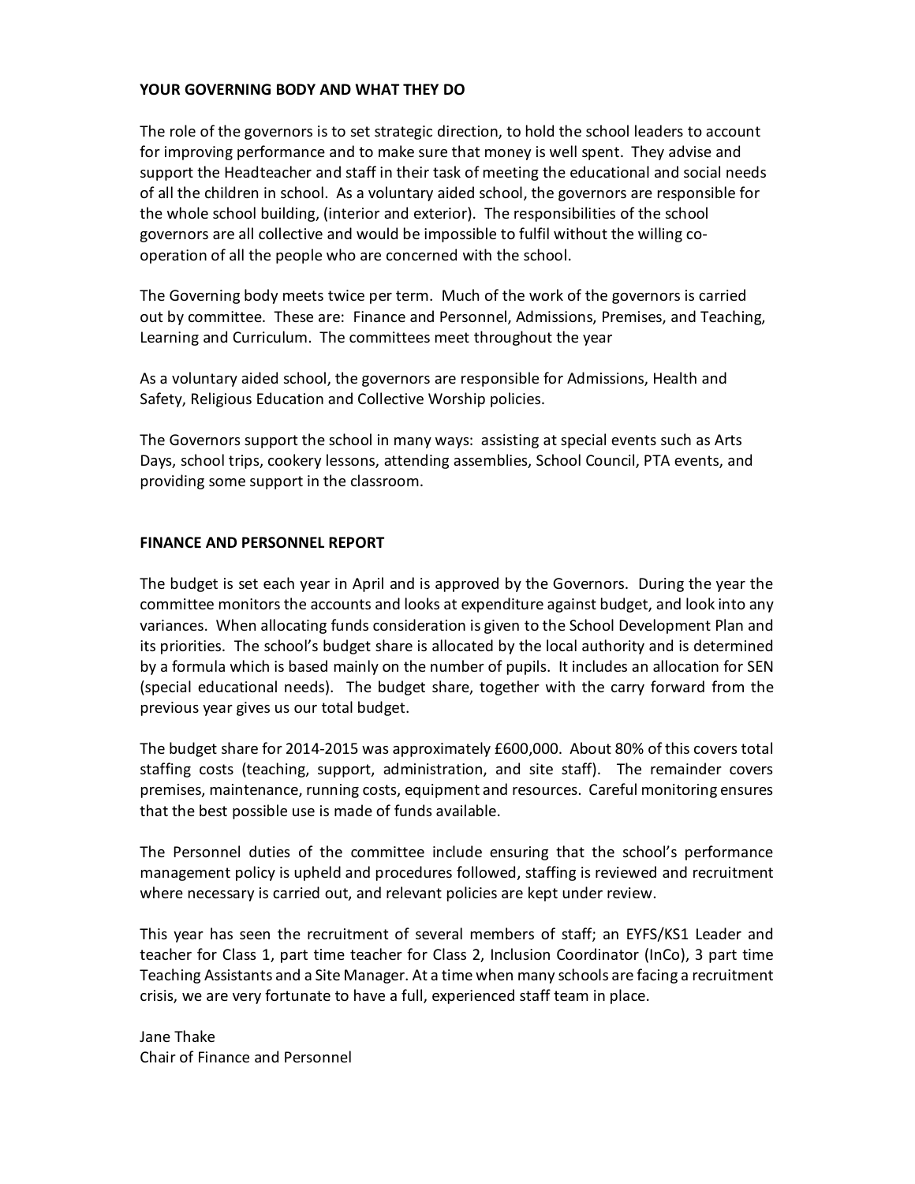## YOUR GOVERNING BODY AND WHAT THEY DO

The role of the governors is to set strategic direction, to hold the school leaders to account for improving performance and to make sure that money is well spent. They advise and support the Headteacher and staff in their task of meeting the educational and social needs of all the children in school. As a voluntary aided school, the governors are responsible for the whole school building, (interior and exterior). The responsibilities of the school governors are all collective and would be impossible to fulfil without the willing co-operation of all the people who are concerned with the school.

The Governing body meets twice per term. Much of the work of the governors is carried out by committee. These are: Finance and Personnel, Admissions, Premises, and Teaching, Learning and Curriculum. The committees meet throughout the year

As a voluntary aided school, the governors are responsible for Admissions, Health and Safety, Religious Education and Collective Worship policies.

The Governors support the school in many ways: assisting at special events such as Arts Days, school trips, cookery lessons, attending assemblies, School Council, PTA events, and providing some support in the classroom.

## FINANCE AND PERSONNEL REPORT

The budget is set each year in April and is approved by the Governors. During the year the committee monitors the accounts and looks at expenditure against budget, and look into any variances. When allocating funds consideration is given to the School Development Plan and its priorities. The school's budget share is allocated by the local authority and is determined by a formula which is based mainly on the number of pupils. It includes an allocation for SEN (special educational needs). The budget share, together with the carry forward from the previous year gives us our total budget.

The budget share for 2014-2015 was approximately £600,000. About 80% of this covers total staffing costs (teaching, support, administration, and site staff). The remainder covers premises, maintenance, running costs, equipment and resources. Careful monitoring ensures that the best possible use is made of funds available.

The Personnel duties of the committee include ensuring that the school's performance management policy is upheld and procedures followed, staffing is reviewed and recruitment where necessary is carried out, and relevant policies are kept under review.

This year has seen the recruitment of several members of staff; an EYFS/KS1 Leader and teacher for Class 1, part time teacher for Class 2, Inclusion Coordinator (InCo), 3 part time Teaching Assistants and a Site Manager. At a time when many schools are facing a recruitment crisis, we are very fortunate to have a full, experienced staff team in place.

Jane Thake
Chair of Finance and Personnel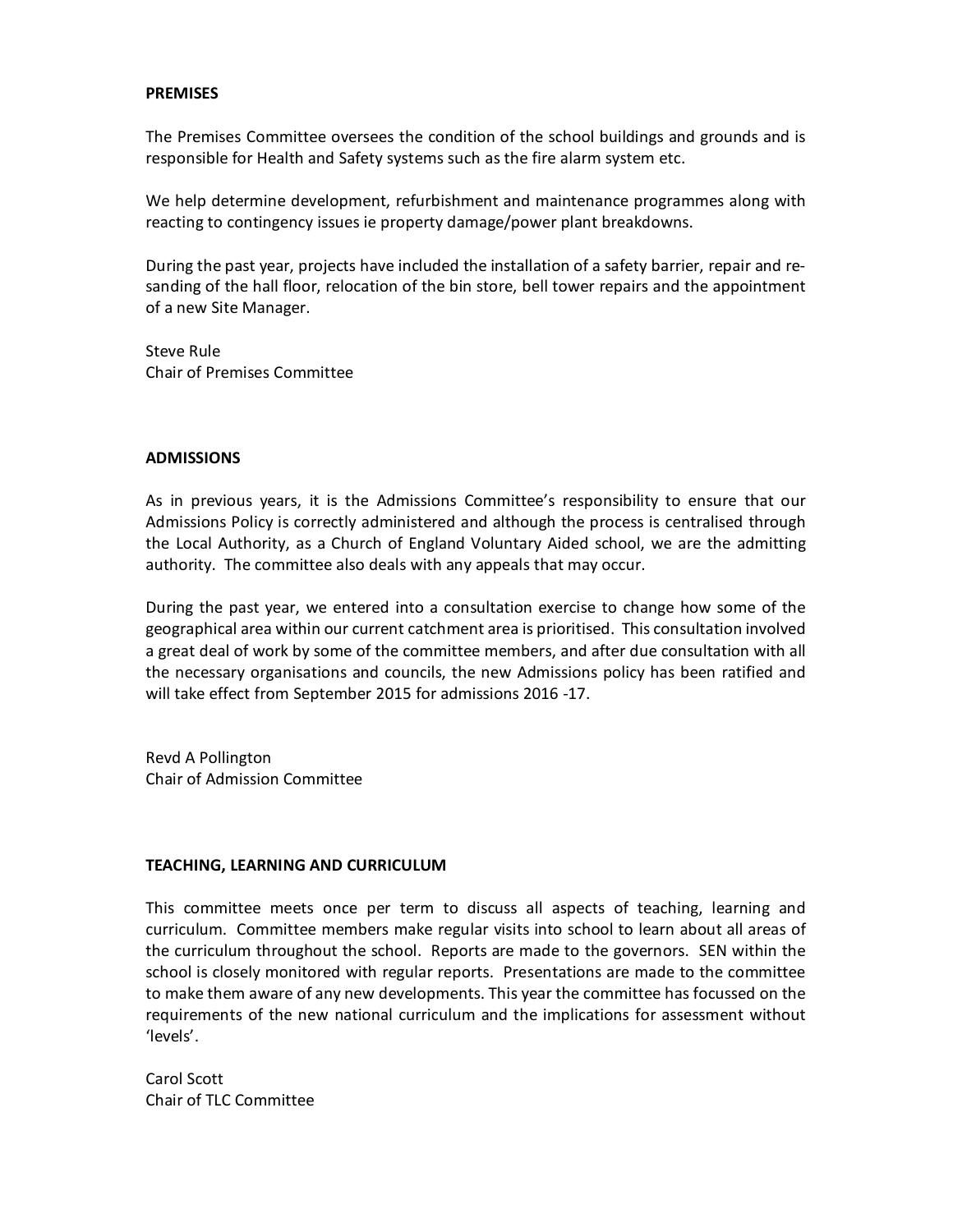**PREMISES**

The Premises Committee oversees the condition of the school buildings and grounds and is responsible for Health and Safety systems such as the fire alarm system etc.

We help determine development, refurbishment and maintenance programmes along with reacting to contingency issues ie property damage/power plant breakdowns.

During the past year, projects have included the installation of a safety barrier, repair and re-sanding of the hall floor, relocation of the bin store, bell tower repairs and the appointment of a new Site Manager.

Steve Rule
Chair of Premises Committee

**ADMISSIONS**

As in previous years, it is the Admissions Committee's responsibility to ensure that our Admissions Policy is correctly administered and although the process is centralised through the Local Authority, as a Church of England Voluntary Aided school, we are the admitting authority. The committee also deals with any appeals that may occur.

During the past year, we entered into a consultation exercise to change how some of the geographical area within our current catchment area is prioritised. This consultation involved a great deal of work by some of the committee members, and after due consultation with all the necessary organisations and councils, the new Admissions policy has been ratified and will take effect from September 2015 for admissions 2016 -17.

Revd A Pollington
Chair of Admission Committee

**TEACHING, LEARNING AND CURRICULUM**

This committee meets once per term to discuss all aspects of teaching, learning and curriculum. Committee members make regular visits into school to learn about all areas of the curriculum throughout the school. Reports are made to the governors. SEN within the school is closely monitored with regular reports. Presentations are made to the committee to make them aware of any new developments. This year the committee has focussed on the requirements of the new national curriculum and the implications for assessment without 'levels'.

Carol Scott
Chair of TLC Committee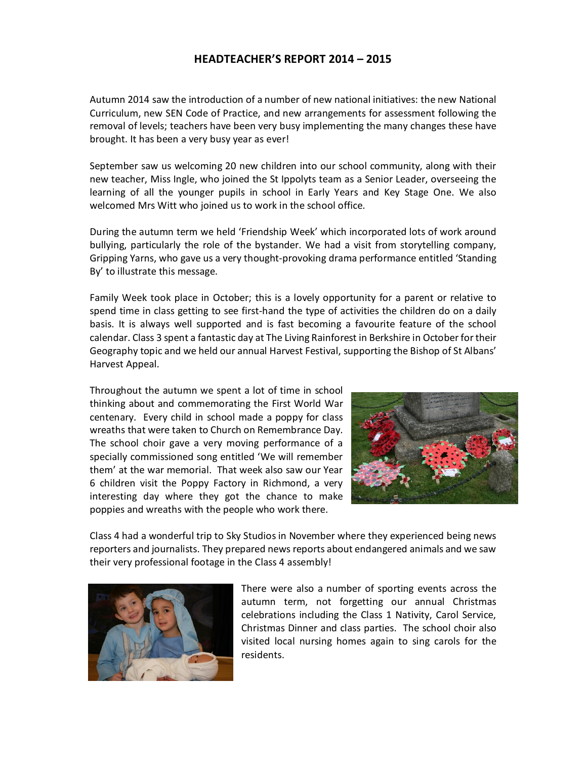# HEADTEACHER'S REPORT 2014 – 2015

Autumn 2014 saw the introduction of a number of new national initiatives: the new National Curriculum, new SEN Code of Practice, and new arrangements for assessment following the removal of levels; teachers have been very busy implementing the many changes these have brought. It has been a very busy year as ever!

September saw us welcoming 20 new children into our school community, along with their new teacher, Miss Ingle, who joined the St Ippolyts team as a Senior Leader, overseeing the learning of all the younger pupils in school in Early Years and Key Stage One. We also welcomed Mrs Witt who joined us to work in the school office.

During the autumn term we held 'Friendship Week' which incorporated lots of work around bullying, particularly the role of the bystander. We had a visit from storytelling company, Gripping Yarns, who gave us a very thought-provoking drama performance entitled 'Standing By' to illustrate this message.

Family Week took place in October; this is a lovely opportunity for a parent or relative to spend time in class getting to see first-hand the type of activities the children do on a daily basis. It is always well supported and is fast becoming a favourite feature of the school calendar. Class 3 spent a fantastic day at The Living Rainforest in Berkshire in October for their Geography topic and we held our annual Harvest Festival, supporting the Bishop of St Albans' Harvest Appeal.

Throughout the autumn we spent a lot of time in school thinking about and commemorating the First World War centenary. Every child in school made a poppy for class wreaths that were taken to Church on Remembrance Day. The school choir gave a very moving performance of a specially commissioned song entitled 'We will remember them' at the war memorial. That week also saw our Year 6 children visit the Poppy Factory in Richmond, a very interesting day where they got the chance to make poppies and wreaths with the people who work there.

Class 4 had a wonderful trip to Sky Studios in November where they experienced being news reporters and journalists. They prepared news reports about endangered animals and we saw their very professional footage in the Class 4 assembly!

There were also a number of sporting events across the autumn term, not forgetting our annual Christmas celebrations including the Class 1 Nativity, Carol Service, Christmas Dinner and class parties. The school choir also visited local nursing homes again to sing carols for the residents.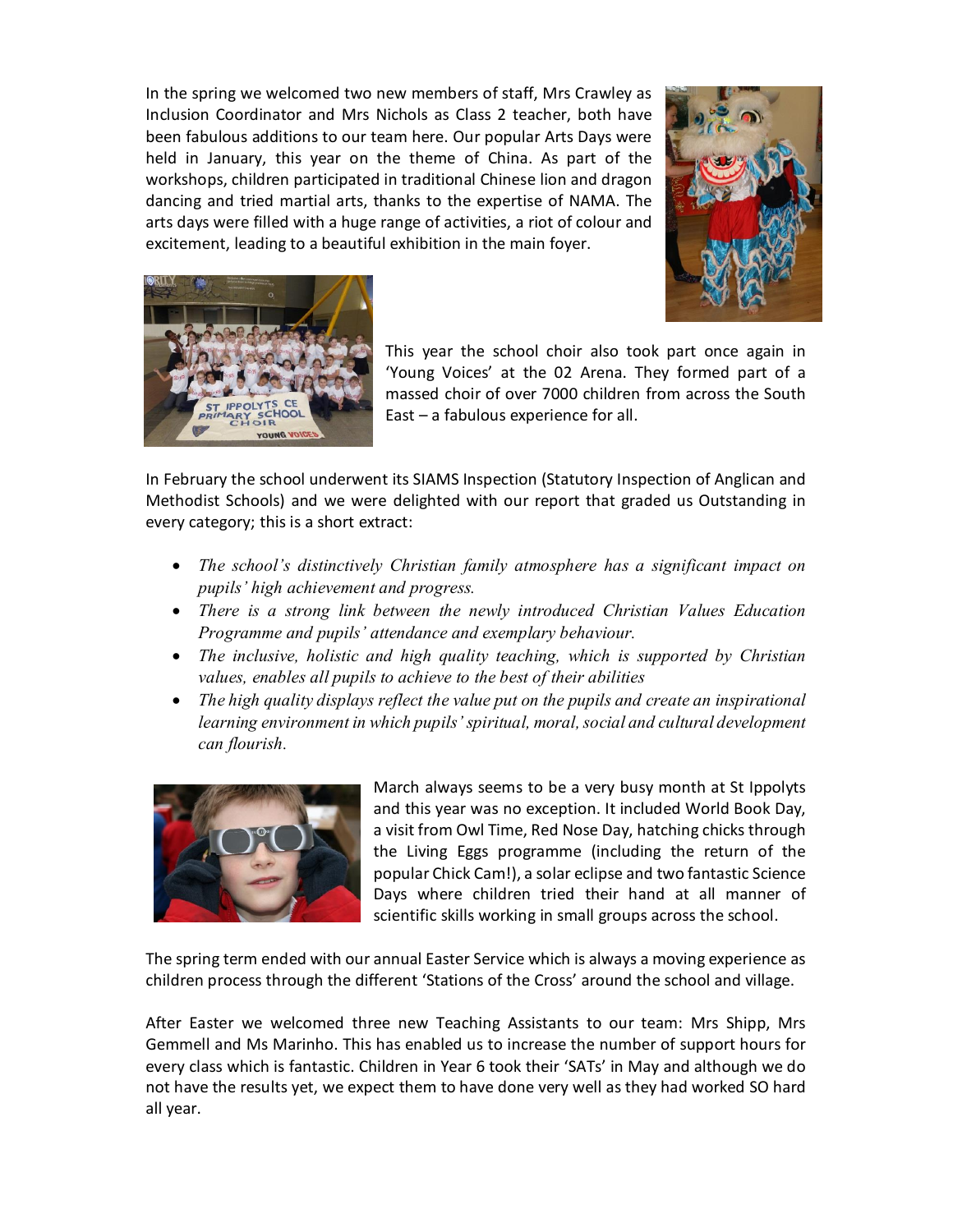In the spring we welcomed two new members of staff, Mrs Crawley as Inclusion Coordinator and Mrs Nichols as Class 2 teacher, both have been fabulous additions to our team here. Our popular Arts Days were held in January, this year on the theme of China. As part of the workshops, children participated in traditional Chinese lion and dragon dancing and tried martial arts, thanks to the expertise of NAMA. The arts days were filled with a huge range of activities, a riot of colour and excitement, leading to a beautiful exhibition in the main foyer.

This year the school choir also took part once again in 'Young Voices' at the 02 Arena. They formed part of a massed choir of over 7000 children from across the South East – a fabulous experience for all.

In February the school underwent its SIAMS Inspection (Statutory Inspection of Anglican and Methodist Schools) and we were delighted with our report that graded us Outstanding in every category; this is a short extract:

- *The school's distinctively Christian family atmosphere has a significant impact on pupils' high achievement and progress.*
- *There is a strong link between the newly introduced Christian Values Education Programme and pupils' attendance and exemplary behaviour.*
- *The inclusive, holistic and high quality teaching, which is supported by Christian values, enables all pupils to achieve to the best of their abilities*
- *The high quality displays reflect the value put on the pupils and create an inspirational learning environment in which pupils' spiritual, moral, social and cultural development can flourish.*

March always seems to be a very busy month at St Ippolyts and this year was no exception. It included World Book Day, a visit from Owl Time, Red Nose Day, hatching chicks through the Living Eggs programme (including the return of the popular Chick Cam!), a solar eclipse and two fantastic Science Days where children tried their hand at all manner of scientific skills working in small groups across the school.

The spring term ended with our annual Easter Service which is always a moving experience as children process through the different 'Stations of the Cross' around the school and village.

After Easter we welcomed three new Teaching Assistants to our team: Mrs Shipp, Mrs Gemmell and Ms Marinho. This has enabled us to increase the number of support hours for every class which is fantastic. Children in Year 6 took their 'SATs' in May and although we do not have the results yet, we expect them to have done very well as they had worked SO hard all year.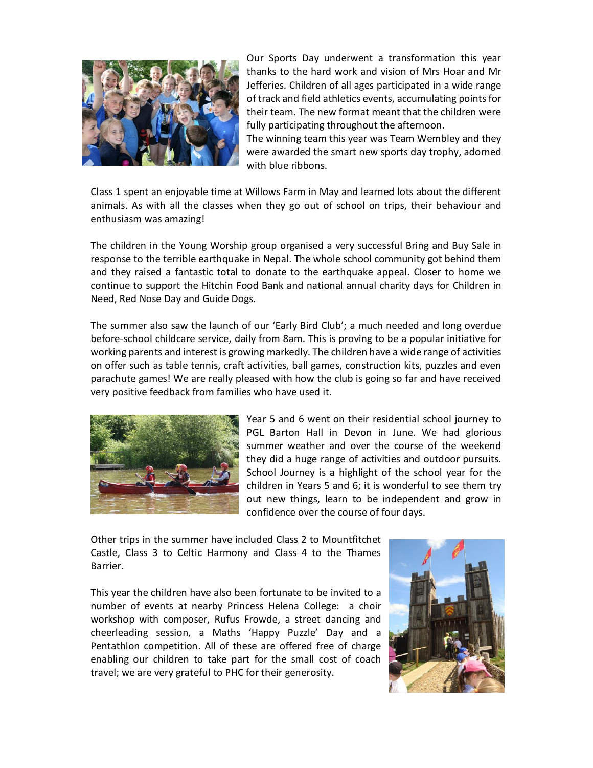Our Sports Day underwent a transformation this year thanks to the hard work and vision of Mrs Hoar and Mr Jefferies. Children of all ages participated in a wide range of track and field athletics events, accumulating points for their team. The new format meant that the children were fully participating throughout the afternoon.

The winning team this year was Team Wembley and they were awarded the smart new sports day trophy, adorned with blue ribbons.

Class 1 spent an enjoyable time at Willows Farm in May and learned lots about the different animals. As with all the classes when they go out of school on trips, their behaviour and enthusiasm was amazing!

The children in the Young Worship group organised a very successful Bring and Buy Sale in response to the terrible earthquake in Nepal. The whole school community got behind them and they raised a fantastic total to donate to the earthquake appeal. Closer to home we continue to support the Hitchin Food Bank and national annual charity days for Children in Need, Red Nose Day and Guide Dogs.

The summer also saw the launch of our 'Early Bird Club'; a much needed and long overdue before-school childcare service, daily from 8am. This is proving to be a popular initiative for working parents and interest is growing markedly. The children have a wide range of activities on offer such as table tennis, craft activities, ball games, construction kits, puzzles and even parachute games! We are really pleased with how the club is going so far and have received very positive feedback from families who have used it.

Year 5 and 6 went on their residential school journey to PGL Barton Hall in Devon in June. We had glorious summer weather and over the course of the weekend they did a huge range of activities and outdoor pursuits. School Journey is a highlight of the school year for the children in Years 5 and 6; it is wonderful to see them try out new things, learn to be independent and grow in confidence over the course of four days.

Other trips in the summer have included Class 2 to Mountfitchet Castle, Class 3 to Celtic Harmony and Class 4 to the Thames Barrier.

This year the children have also been fortunate to be invited to a number of events at nearby Princess Helena College: a choir workshop with composer, Rufus Frowde, a street dancing and cheerleading session, a Maths 'Happy Puzzle' Day and a Pentathlon competition. All of these are offered free of charge enabling our children to take part for the small cost of coach travel; we are very grateful to PHC for their generosity.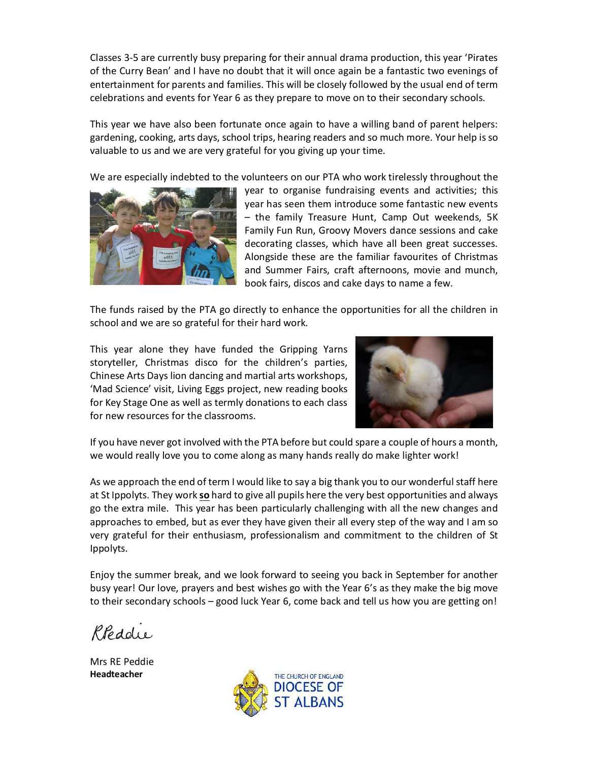Classes 3-5 are currently busy preparing for their annual drama production, this year 'Pirates of the Curry Bean' and I have no doubt that it will once again be a fantastic two evenings of entertainment for parents and families. This will be closely followed by the usual end of term celebrations and events for Year 6 as they prepare to move on to their secondary schools.

This year we have also been fortunate once again to have a willing band of parent helpers: gardening, cooking, arts days, school trips, hearing readers and so much more. Your help is so valuable to us and we are very grateful for you giving up your time.

We are especially indebted to the volunteers on our PTA who work tirelessly throughout the year to organise fundraising events and activities; this year has seen them introduce some fantastic new events – the family Treasure Hunt, Camp Out weekends, 5K Family Fun Run, Groovy Movers dance sessions and cake decorating classes, which have all been great successes. Alongside these are the familiar favourites of Christmas and Summer Fairs, craft afternoons, movie and munch, book fairs, discos and cake days to name a few.

The funds raised by the PTA go directly to enhance the opportunities for all the children in school and we are so grateful for their hard work.

This year alone they have funded the Gripping Yarns storyteller, Christmas disco for the children's parties, Chinese Arts Days lion dancing and martial arts workshops, 'Mad Science' visit, Living Eggs project, new reading books for Key Stage One as well as termly donations to each class for new resources for the classrooms.

If you have never got involved with the PTA before but could spare a couple of hours a month, we would really love you to come along as many hands really do make lighter work!

As we approach the end of term I would like to say a big thank you to our wonderful staff here at St Ippolyts. They work **so** hard to give all pupils here the very best opportunities and always go the extra mile. This year has been particularly challenging with all the new changes and approaches to embed, but as ever they have given their all every step of the way and I am so very grateful for their enthusiasm, professionalism and commitment to the children of St Ippolyts.

Enjoy the summer break, and we look forward to seeing you back in September for another busy year! Our love, prayers and best wishes go with the Year 6's as they make the big move to their secondary schools – good luck Year 6, come back and tell us how you are getting on!

RPeddie

Mrs RE Peddie
**Headteacher**

THE CHURCH OF ENGLAND
DIOCESE OF ST ALBANS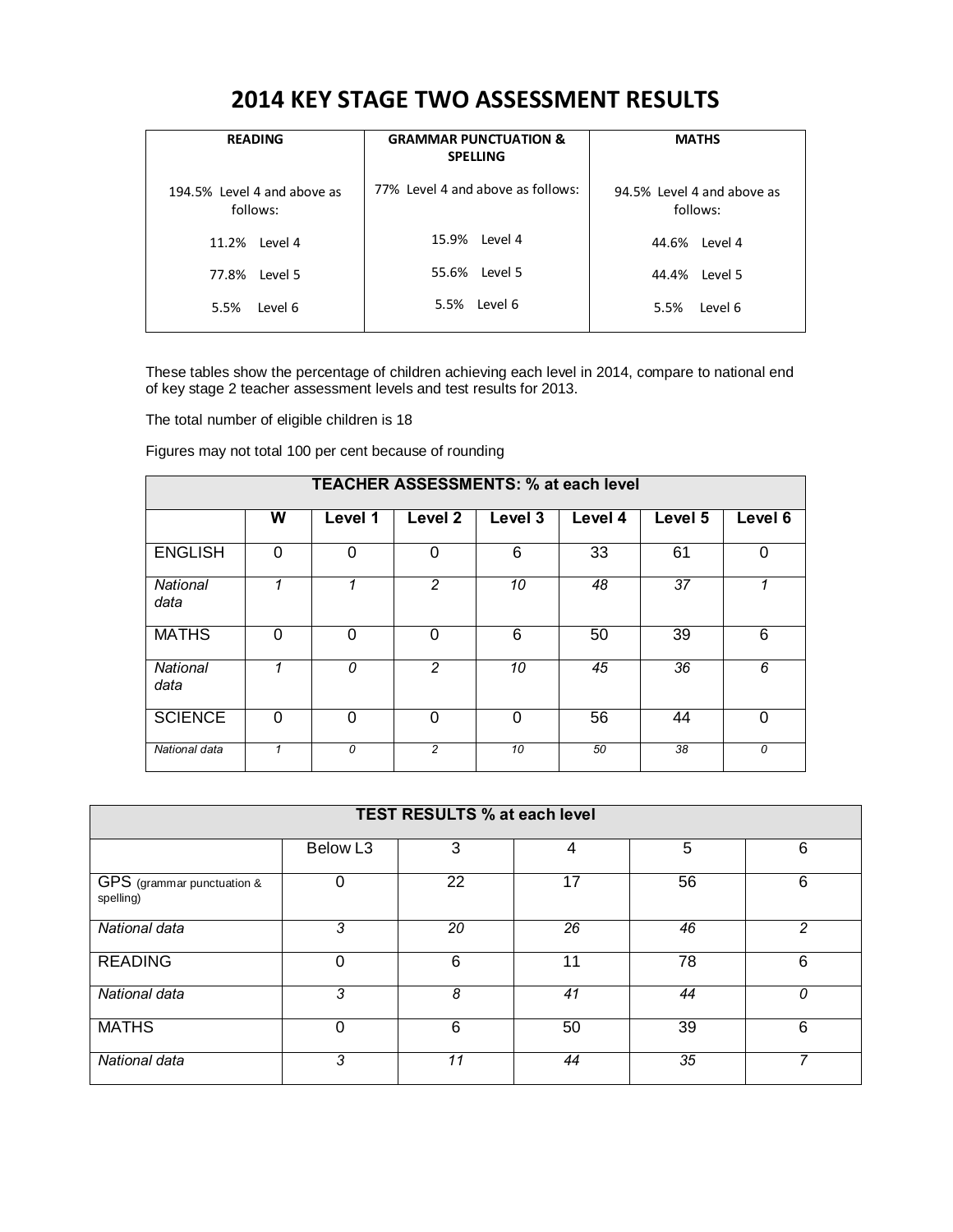# 2014 KEY STAGE TWO ASSESSMENT RESULTS

| READING | GRAMMAR PUNCTUATION & SPELLING | MATHS |
|---|---|---|
| 194.5% Level 4 and above as follows: | 77% Level 4 and above as follows: | 94.5% Level 4 and above as follows: |
| 11.2% Level 4 | 15.9% Level 4 | 44.6% Level 4 |
| 77.8% Level 5 | 55.6% Level 5 | 44.4% Level 5 |
| 5.5% Level 6 | 5.5% Level 6 | 5.5% Level 6 |

These tables show the percentage of children achieving each level in 2014, compare to national end of key stage 2 teacher assessment levels and test results for 2013.

The total number of eligible children is 18

Figures may not total 100 per cent because of rounding

| TEACHER ASSESSMENTS: % at each level | | | | | | | |
|---|---|---|---|---|---|---|---|
| | **W** | **Level 1** | **Level 2** | **Level 3** | **Level 4** | **Level 5** | **Level 6** |
| ENGLISH | 0 | 0 | 0 | 6 | 33 | 61 | 0 |
| *National data* | *1* | *1* | *2* | *10* | *48* | *37* | *1* |
| MATHS | 0 | 0 | 0 | 6 | 50 | 39 | 6 |
| *National data* | *1* | *0* | *2* | *10* | *45* | *36* | *6* |
| SCIENCE | 0 | 0 | 0 | 0 | 56 | 44 | 0 |
| *National data* | *1* | *0* | *2* | *10* | *50* | *38* | *0* |

| TEST RESULTS % at each level | | | | | |
|---|---|---|---|---|---|
| | Below L3 | 3 | 4 | 5 | 6 |
| GPS (grammar punctuation & spelling) | 0 | 22 | 17 | 56 | 6 |
| *National data* | *3* | *20* | *26* | *46* | *2* |
| READING | 0 | 6 | 11 | 78 | 6 |
| *National data* | *3* | *8* | *41* | *44* | *0* |
| MATHS | 0 | 6 | 50 | 39 | 6 |
| *National data* | *3* | *11* | *44* | *35* | *7* |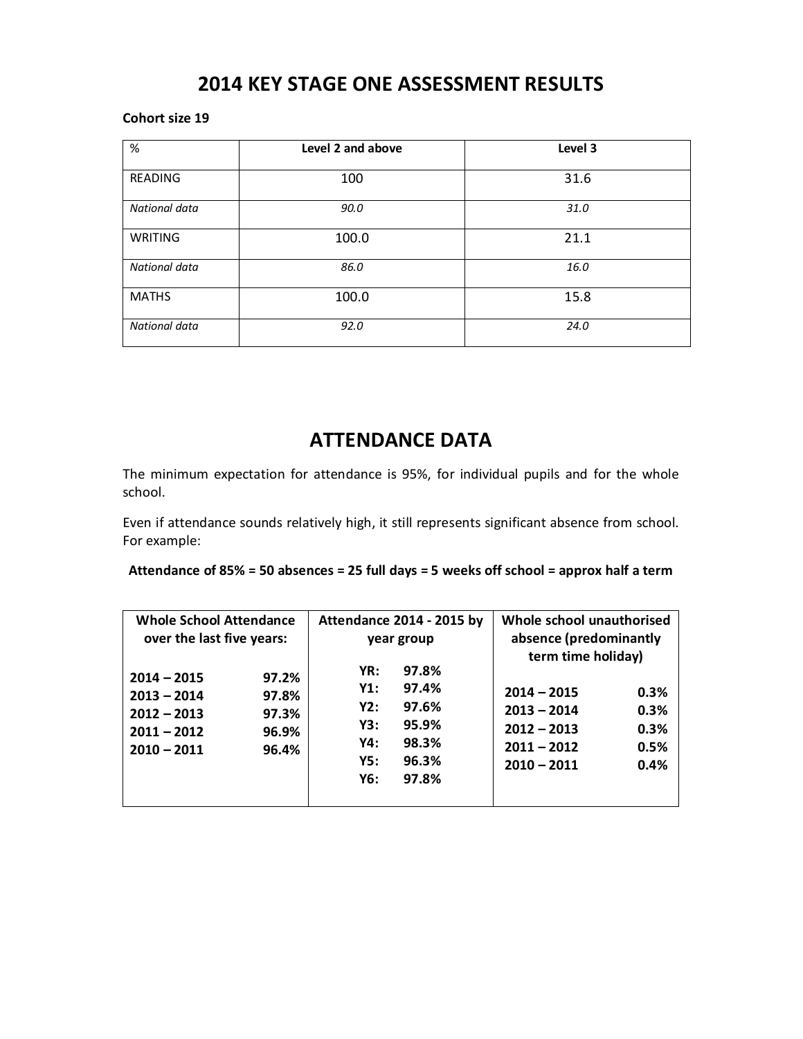# 2014 KEY STAGE ONE ASSESSMENT RESULTS

**Cohort size 19**

| % | **Level 2 and above** | **Level 3** |
|---|---|---|
| READING | 100 | 31.6 |
| *National data* | *90.0* | *31.0* |
| WRITING | 100.0 | 21.1 |
| *National data* | *86.0* | *16.0* |
| MATHS | 100.0 | 15.8 |
| *National data* | *92.0* | *24.0* |

# ATTENDANCE DATA

The minimum expectation for attendance is 95%, for individual pupils and for the whole school.

Even if attendance sounds relatively high, it still represents significant absence from school. For example:

**Attendance of 85% = 50 absences = 25 full days = 5 weeks off school = approx half a term**

| **Whole School Attendance over the last five years:** | **Attendance 2014 - 2015 by year group** | **Whole school unauthorised absence (predominantly term time holiday)** |
|---|---|---|
| **2014 – 2015 97.2%** | **YR: 97.8%** | **2014 – 2015 0.3%** |
| **2013 – 2014 97.8%** | **Y1: 97.4%** | **2013 – 2014 0.3%** |
| **2012 – 2013 97.3%** | **Y2: 97.6%** | **2012 – 2013 0.3%** |
| **2011 – 2012 96.9%** | **Y3: 95.9%** | **2011 – 2012 0.5%** |
| **2010 – 2011 96.4%** | **Y4: 98.3%** | **2010 – 2011 0.4%** |
| | **Y5: 96.3%** | |
| | **Y6: 97.8%** | |